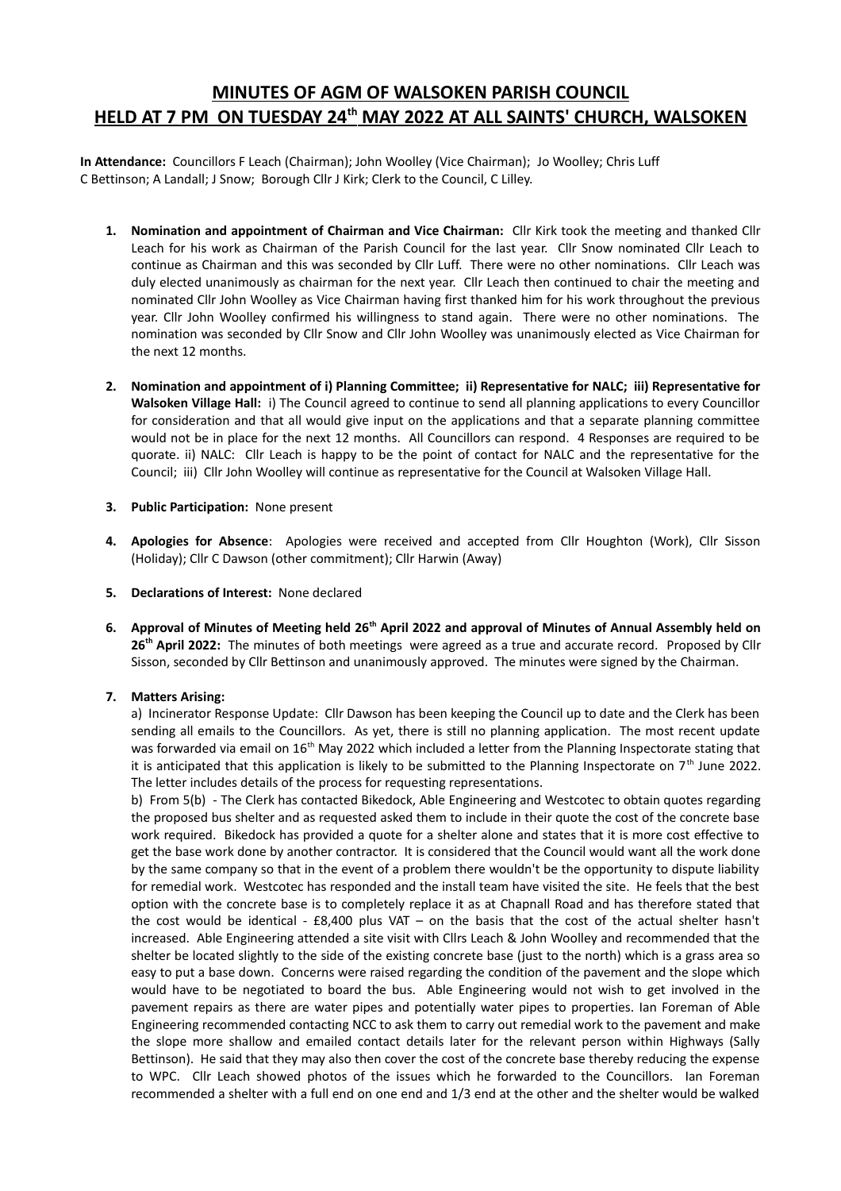# MINUTES OF AGM OF WALSOKEN PARISH COUNCIL HELD AT 7 PM ON TUESDAY 24th MAY 2022 AT ALL SAINTS' CHURCH, WALSOKEN

**In Attendance:** Councillors F Leach (Chairman); John Woolley (Vice Chairman); Jo Woolley; Chris Luff C Bettinson; A Landall; J Snow; Borough Cllr J Kirk; Clerk to the Council, C Lilley.

1. **Nomination and appointment of Chairman and Vice Chairman:** Cllr Kirk took the meeting and thanked Cllr Leach for his work as Chairman of the Parish Council for the last year. Cllr Snow nominated Cllr Leach to continue as Chairman and this was seconded by Cllr Luff. There were no other nominations. Cllr Leach was duly elected unanimously as chairman for the next year. Cllr Leach then continued to chair the meeting and nominated Cllr John Woolley as Vice Chairman having first thanked him for his work throughout the previous year. Cllr John Woolley confirmed his willingness to stand again. There were no other nominations. The nomination was seconded by Cllr Snow and Cllr John Woolley was unanimously elected as Vice Chairman for the next 12 months.

2. **Nomination and appointment of i) Planning Committee; ii) Representative for NALC; iii) Representative for Walsoken Village Hall:** i) The Council agreed to continue to send all planning applications to every Councillor for consideration and that all would give input on the applications and that a separate planning committee would not be in place for the next 12 months. All Councillors can respond. 4 Responses are required to be quorate. ii) NALC: Cllr Leach is happy to be the point of contact for NALC and the representative for the Council; iii) Cllr John Woolley will continue as representative for the Council at Walsoken Village Hall.

3. **Public Participation:** None present

4. **Apologies for Absence**: Apologies were received and accepted from Cllr Houghton (Work), Cllr Sisson (Holiday); Cllr C Dawson (other commitment); Cllr Harwin (Away)

5. **Declarations of Interest:** None declared

6. **Approval of Minutes of Meeting held 26th April 2022 and approval of Minutes of Annual Assembly held on 26th April 2022:** The minutes of both meetings were agreed as a true and accurate record. Proposed by Cllr Sisson, seconded by Cllr Bettinson and unanimously approved. The minutes were signed by the Chairman.

7. **Matters Arising:**

   a) Incinerator Response Update: Cllr Dawson has been keeping the Council up to date and the Clerk has been sending all emails to the Councillors. As yet, there is still no planning application. The most recent update was forwarded via email on 16th May 2022 which included a letter from the Planning Inspectorate stating that it is anticipated that this application is likely to be submitted to the Planning Inspectorate on 7th June 2022. The letter includes details of the process for requesting representations.

   b) From 5(b) - The Clerk has contacted Bikedock, Able Engineering and Westcotec to obtain quotes regarding the proposed bus shelter and as requested asked them to include in their quote the cost of the concrete base work required. Bikedock has provided a quote for a shelter alone and states that it is more cost effective to get the base work done by another contractor. It is considered that the Council would want all the work done by the same company so that in the event of a problem there wouldn't be the opportunity to dispute liability for remedial work. Westcotec has responded and the install team have visited the site. He feels that the best option with the concrete base is to completely replace it as at Chapnall Road and has therefore stated that the cost would be identical - £8,400 plus VAT – on the basis that the cost of the actual shelter hasn't increased. Able Engineering attended a site visit with Cllrs Leach & John Woolley and recommended that the shelter be located slightly to the side of the existing concrete base (just to the north) which is a grass area so easy to put a base down. Concerns were raised regarding the condition of the pavement and the slope which would have to be negotiated to board the bus. Able Engineering would not wish to get involved in the pavement repairs as there are water pipes and potentially water pipes to properties. Ian Foreman of Able Engineering recommended contacting NCC to ask them to carry out remedial work to the pavement and make the slope more shallow and emailed contact details later for the relevant person within Highways (Sally Bettinson). He said that they may also then cover the cost of the concrete base thereby reducing the expense to WPC. Cllr Leach showed photos of the issues which he forwarded to the Councillors. Ian Foreman recommended a shelter with a full end on one end and 1/3 end at the other and the shelter would be walked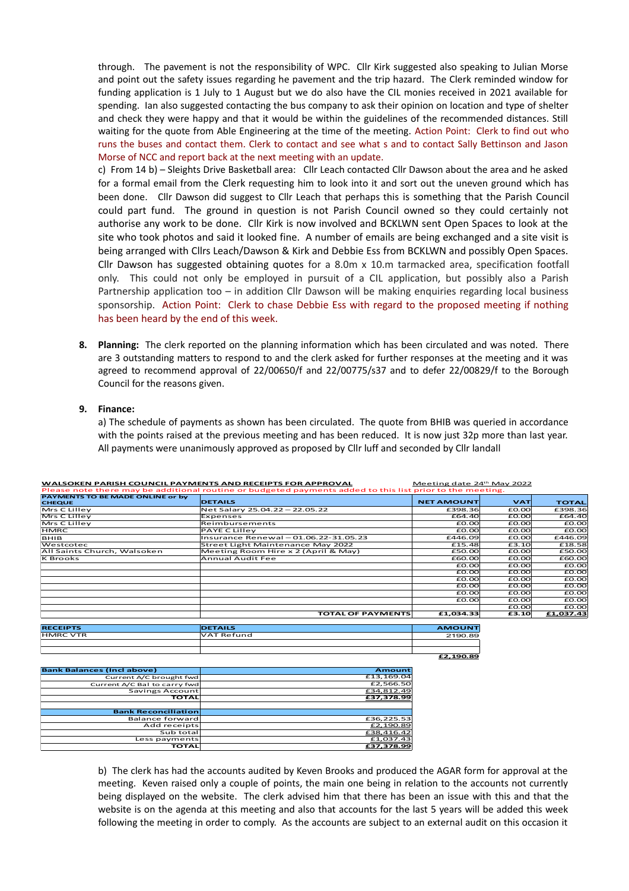through. The pavement is not the responsibility of WPC. Cllr Kirk suggested also speaking to Julian Morse and point out the safety issues regarding he pavement and the trip hazard. The Clerk reminded window for funding application is 1 July to 1 August but we do also have the CIL monies received in 2021 available for spending. Ian also suggested contacting the bus company to ask their opinion on location and type of shelter and check they were happy and that it would be within the guidelines of the recommended distances. Still waiting for the quote from Able Engineering at the time of the meeting. Action Point: Clerk to find out who runs the buses and contact them. Clerk to contact and see what s and to contact Sally Bettinson and Jason Morse of NCC and report back at the next meeting with an update.

c) From 14 b) – Sleights Drive Basketball area: Cllr Leach contacted Cllr Dawson about the area and he asked for a formal email from the Clerk requesting him to look into it and sort out the uneven ground which has been done. Cllr Dawson did suggest to Cllr Leach that perhaps this is something that the Parish Council could part fund. The ground in question is not Parish Council owned so they could certainly not authorise any work to be done. Cllr Kirk is now involved and BCKLWN sent Open Spaces to look at the site who took photos and said it looked fine. A number of emails are being exchanged and a site visit is being arranged with Cllrs Leach/Dawson & Kirk and Debbie Ess from BCKLWN and possibly Open Spaces. Cllr Dawson has suggested obtaining quotes for a 8.0m x 10.m tarmacked area, specification footfall only. This could not only be employed in pursuit of a CIL application, but possibly also a Parish Partnership application too – in addition Cllr Dawson will be making enquiries regarding local business sponsorship. Action Point: Clerk to chase Debbie Ess with regard to the proposed meeting if nothing has been heard by the end of this week.

8. **Planning:** The clerk reported on the planning information which has been circulated and was noted. There are 3 outstanding matters to respond to and the clerk asked for further responses at the meeting and it was agreed to recommend approval of 22/00650/f and 22/00775/s37 and to defer 22/00829/f to the Borough Council for the reasons given.

9. **Finance:**

a) The schedule of payments as shown has been circulated. The quote from BHIB was queried in accordance with the points raised at the previous meeting and has been reduced. It is now just 32p more than last year. All payments were unanimously approved as proposed by Cllr luff and seconded by Cllr landall

**WALSOKEN PARISH COUNCIL PAYMENTS AND RECEIPTS FOR APPROVAL** — Meeting date 24th May 2022

Please note there may be additional routine or budgeted payments added to this list prior to the meeting.

| PAYMENTS TO BE MADE ONLINE or by CHEQUE | DETAILS | NET AMOUNT | VAT | TOTAL |
|---|---|---|---|---|
| Mrs C Lilley | Net Salary 25.04.22 – 22.05.22 | £398.36 | £0.00 | £398.36 |
| Mrs C Lilley | Expenses | £64.40 | £0.00 | £64.40 |
| Mrs C Lilley | Reimbursements | £0.00 | £0.00 | £0.00 |
| HMRC | PAYE C Lilley | £0.00 | £0.00 | £0.00 |
| BHIB | Insurance Renewal – 01.06.22-31.05.23 | £446.09 | £0.00 | £446.09 |
| Westcotec | Street Light Maintenance May 2022 | £15.48 | £3.10 | £18.58 |
| All Saints Church, Walsoken | Meeting Room Hire x 2 (April & May) | £50.00 | £0.00 | £50.00 |
| K Brooks | Annual Audit Fee | £60.00 | £0.00 | £60.00 |
| | | £0.00 | £0.00 | £0.00 |
| | | £0.00 | £0.00 | £0.00 |
| | | £0.00 | £0.00 | £0.00 |
| | | £0.00 | £0.00 | £0.00 |
| | | £0.00 | £0.00 | £0.00 |
| | | £0.00 | £0.00 | £0.00 |
| | | | £0.00 | £0.00 |
| | TOTAL OF PAYMENTS | £1,034.33 | £3.10 | £1,037.43 |

| RECEIPTS | DETAILS | AMOUNT |
|---|---|---|
| HMRC VTR | VAT Refund | 2190.89 |
| | | |
| | | |
| | | £2,190.89 |

| Bank Balances (Incl above) | Amount |
|---|---|
| Current A/C brought fwd | £13,169.04 |
| Current A/C Bal to carry fwd | £2,566.50 |
| Savings Account | £34,812.49 |
| TOTAL | £37,378.99 |
| | |
| **Bank Reconciliation** | |
| Balance forward | £36,225.53 |
| Add receipts | £2,190.89 |
| Sub total | £38,416.42 |
| Less payments | £1,037.43 |
| TOTAL | £37,378.99 |

b) The clerk has had the accounts audited by Keven Brooks and produced the AGAR form for approval at the meeting. Keven raised only a couple of points, the main one being in relation to the accounts not currently being displayed on the website. The clerk advised him that there has been an issue with this and that the website is on the agenda at this meeting and also that accounts for the last 5 years will be added this week following the meeting in order to comply. As the accounts are subject to an external audit on this occasion it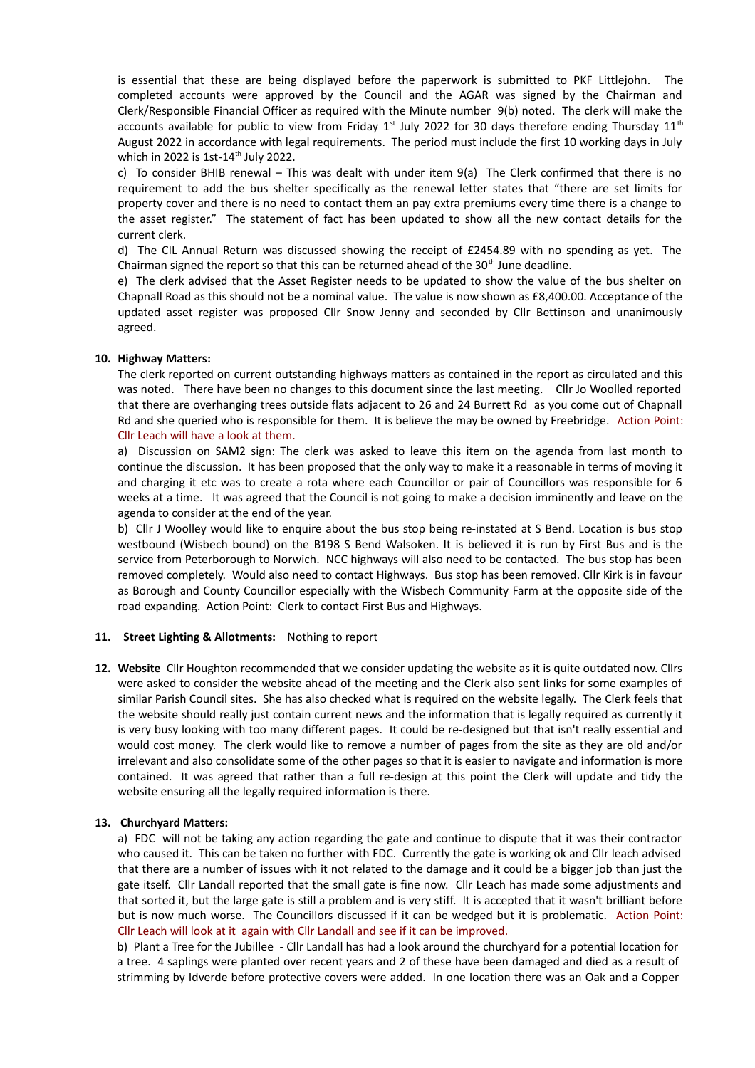is essential that these are being displayed before the paperwork is submitted to PKF Littlejohn. The completed accounts were approved by the Council and the AGAR was signed by the Chairman and Clerk/Responsible Financial Officer as required with the Minute number 9(b) noted. The clerk will make the accounts available for public to view from Friday 1st July 2022 for 30 days therefore ending Thursday 11th August 2022 in accordance with legal requirements. The period must include the first 10 working days in July which in 2022 is 1st-14th July 2022.

c) To consider BHIB renewal – This was dealt with under item 9(a) The Clerk confirmed that there is no requirement to add the bus shelter specifically as the renewal letter states that "there are set limits for property cover and there is no need to contact them an pay extra premiums every time there is a change to the asset register." The statement of fact has been updated to show all the new contact details for the current clerk.

d) The CIL Annual Return was discussed showing the receipt of £2454.89 with no spending as yet. The Chairman signed the report so that this can be returned ahead of the 30th June deadline.

e) The clerk advised that the Asset Register needs to be updated to show the value of the bus shelter on Chapnall Road as this should not be a nominal value. The value is now shown as £8,400.00. Acceptance of the updated asset register was proposed Cllr Snow Jenny and seconded by Cllr Bettinson and unanimously agreed.

**10. Highway Matters:**

The clerk reported on current outstanding highways matters as contained in the report as circulated and this was noted. There have been no changes to this document since the last meeting. Cllr Jo Woolled reported that there are overhanging trees outside flats adjacent to 26 and 24 Burrett Rd as you come out of Chapnall Rd and she queried who is responsible for them. It is believe the may be owned by Freebridge. Action Point: Cllr Leach will have a look at them.

a) Discussion on SAM2 sign: The clerk was asked to leave this item on the agenda from last month to continue the discussion. It has been proposed that the only way to make it a reasonable in terms of moving it and charging it etc was to create a rota where each Councillor or pair of Councillors was responsible for 6 weeks at a time. It was agreed that the Council is not going to make a decision imminently and leave on the agenda to consider at the end of the year.

b) Cllr J Woolley would like to enquire about the bus stop being re-instated at S Bend. Location is bus stop westbound (Wisbech bound) on the B198 S Bend Walsoken. It is believed it is run by First Bus and is the service from Peterborough to Norwich. NCC highways will also need to be contacted. The bus stop has been removed completely. Would also need to contact Highways. Bus stop has been removed. Cllr Kirk is in favour as Borough and County Councillor especially with the Wisbech Community Farm at the opposite side of the road expanding. Action Point: Clerk to contact First Bus and Highways.

**11. Street Lighting & Allotments:** Nothing to report

**12. Website** Cllr Houghton recommended that we consider updating the website as it is quite outdated now. Cllrs were asked to consider the website ahead of the meeting and the Clerk also sent links for some examples of similar Parish Council sites. She has also checked what is required on the website legally. The Clerk feels that the website should really just contain current news and the information that is legally required as currently it is very busy looking with too many different pages. It could be re-designed but that isn't really essential and would cost money. The clerk would like to remove a number of pages from the site as they are old and/or irrelevant and also consolidate some of the other pages so that it is easier to navigate and information is more contained. It was agreed that rather than a full re-design at this point the Clerk will update and tidy the website ensuring all the legally required information is there.

**13. Churchyard Matters:**

a) FDC will not be taking any action regarding the gate and continue to dispute that it was their contractor who caused it. This can be taken no further with FDC. Currently the gate is working ok and Cllr leach advised that there are a number of issues with it not related to the damage and it could be a bigger job than just the gate itself. Cllr Landall reported that the small gate is fine now. Cllr Leach has made some adjustments and that sorted it, but the large gate is still a problem and is very stiff. It is accepted that it wasn't brilliant before but is now much worse. The Councillors discussed if it can be wedged but it is problematic. Action Point: Cllr Leach will look at it again with Cllr Landall and see if it can be improved.

b) Plant a Tree for the Jubillee - Cllr Landall has had a look around the churchyard for a potential location for a tree. 4 saplings were planted over recent years and 2 of these have been damaged and died as a result of strimming by Idverde before protective covers were added. In one location there was an Oak and a Copper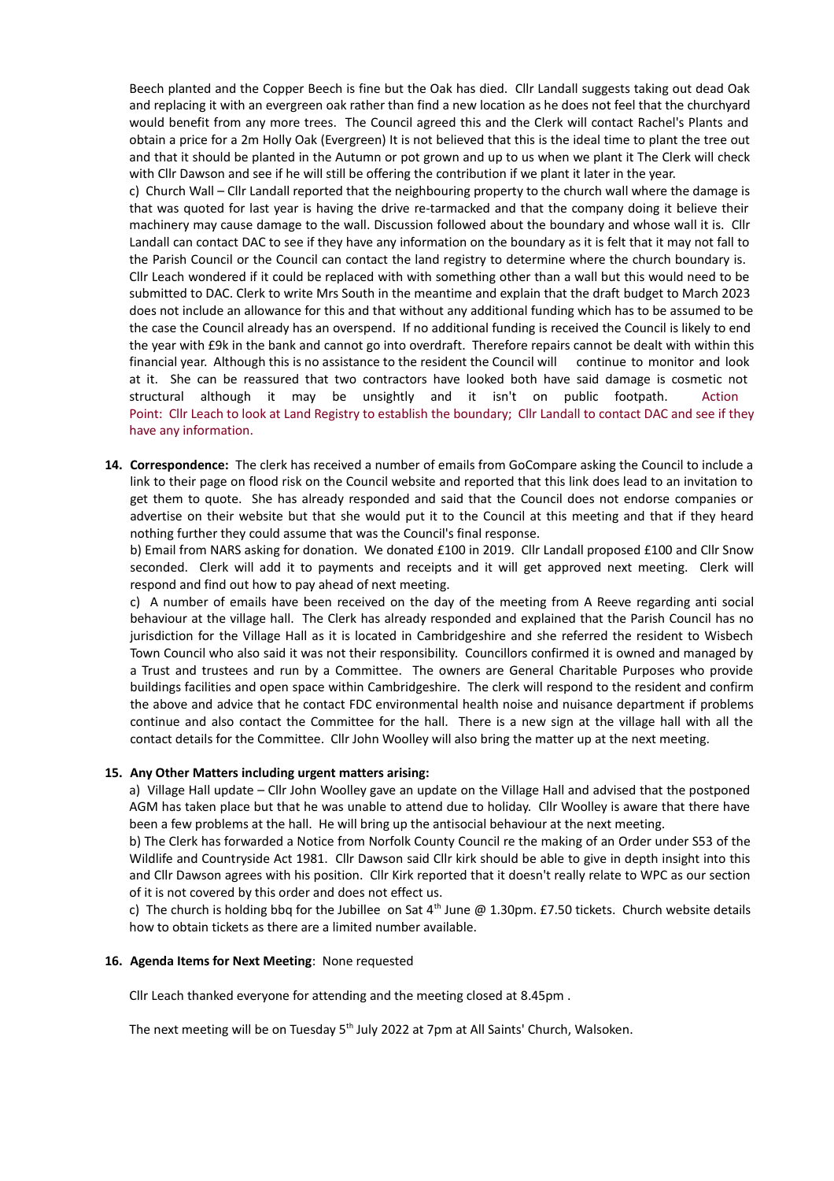Beech planted and the Copper Beech is fine but the Oak has died. Cllr Landall suggests taking out dead Oak and replacing it with an evergreen oak rather than find a new location as he does not feel that the churchyard would benefit from any more trees. The Council agreed this and the Clerk will contact Rachel's Plants and obtain a price for a 2m Holly Oak (Evergreen) It is not believed that this is the ideal time to plant the tree out and that it should be planted in the Autumn or pot grown and up to us when we plant it The Clerk will check with Cllr Dawson and see if he will still be offering the contribution if we plant it later in the year.

c) Church Wall – Cllr Landall reported that the neighbouring property to the church wall where the damage is that was quoted for last year is having the drive re-tarmacked and that the company doing it believe their machinery may cause damage to the wall. Discussion followed about the boundary and whose wall it is. Cllr Landall can contact DAC to see if they have any information on the boundary as it is felt that it may not fall to the Parish Council or the Council can contact the land registry to determine where the church boundary is. Cllr Leach wondered if it could be replaced with with something other than a wall but this would need to be submitted to DAC. Clerk to write Mrs South in the meantime and explain that the draft budget to March 2023 does not include an allowance for this and that without any additional funding which has to be assumed to be the case the Council already has an overspend. If no additional funding is received the Council is likely to end the year with £9k in the bank and cannot go into overdraft. Therefore repairs cannot be dealt with within this financial year. Although this is no assistance to the resident the Council will continue to monitor and look at it. She can be reassured that two contractors have looked both have said damage is cosmetic not structural although it may be unsightly and it isn't on public footpath. Action Point: Cllr Leach to look at Land Registry to establish the boundary; Cllr Landall to contact DAC and see if they have any information.

14. **Correspondence:** The clerk has received a number of emails from GoCompare asking the Council to include a link to their page on flood risk on the Council website and reported that this link does lead to an invitation to get them to quote. She has already responded and said that the Council does not endorse companies or advertise on their website but that she would put it to the Council at this meeting and that if they heard nothing further they could assume that was the Council's final response.

   b) Email from NARS asking for donation. We donated £100 in 2019. Cllr Landall proposed £100 and Cllr Snow seconded. Clerk will add it to payments and receipts and it will get approved next meeting. Clerk will respond and find out how to pay ahead of next meeting.

   c) A number of emails have been received on the day of the meeting from A Reeve regarding anti social behaviour at the village hall. The Clerk has already responded and explained that the Parish Council has no jurisdiction for the Village Hall as it is located in Cambridgeshire and she referred the resident to Wisbech Town Council who also said it was not their responsibility. Councillors confirmed it is owned and managed by a Trust and trustees and run by a Committee. The owners are General Charitable Purposes who provide buildings facilities and open space within Cambridgeshire. The clerk will respond to the resident and confirm the above and advice that he contact FDC environmental health noise and nuisance department if problems continue and also contact the Committee for the hall. There is a new sign at the village hall with all the contact details for the Committee. Cllr John Woolley will also bring the matter up at the next meeting.

15. **Any Other Matters including urgent matters arising:**

   a) Village Hall update – Cllr John Woolley gave an update on the Village Hall and advised that the postponed AGM has taken place but that he was unable to attend due to holiday. Cllr Woolley is aware that there have been a few problems at the hall. He will bring up the antisocial behaviour at the next meeting.

   b) The Clerk has forwarded a Notice from Norfolk County Council re the making of an Order under S53 of the Wildlife and Countryside Act 1981. Cllr Dawson said Cllr kirk should be able to give in depth insight into this and Cllr Dawson agrees with his position. Cllr Kirk reported that it doesn't really relate to WPC as our section of it is not covered by this order and does not effect us.

   c) The church is holding bbq for the Jubillee on Sat 4th June @ 1.30pm. £7.50 tickets. Church website details how to obtain tickets as there are a limited number available.

16. **Agenda Items for Next Meeting**: None requested

Cllr Leach thanked everyone for attending and the meeting closed at 8.45pm .

The next meeting will be on Tuesday 5th July 2022 at 7pm at All Saints' Church, Walsoken.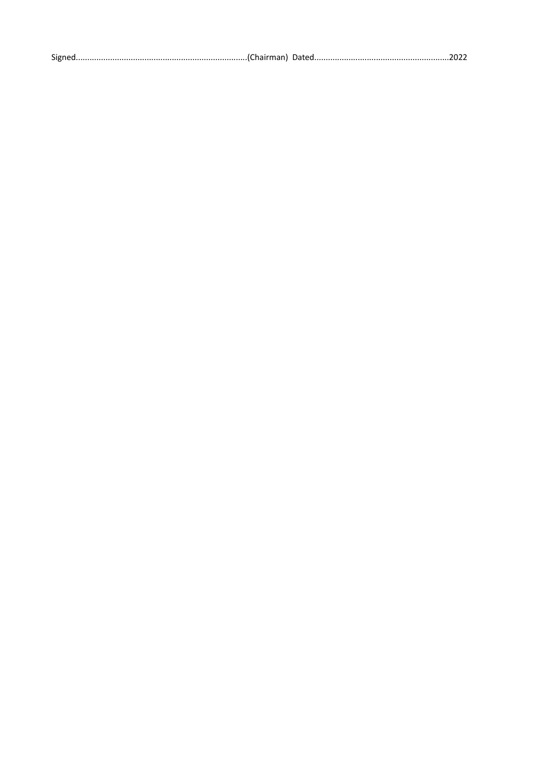Signed..........................................................................(Chairman)  Dated...........................................................2022